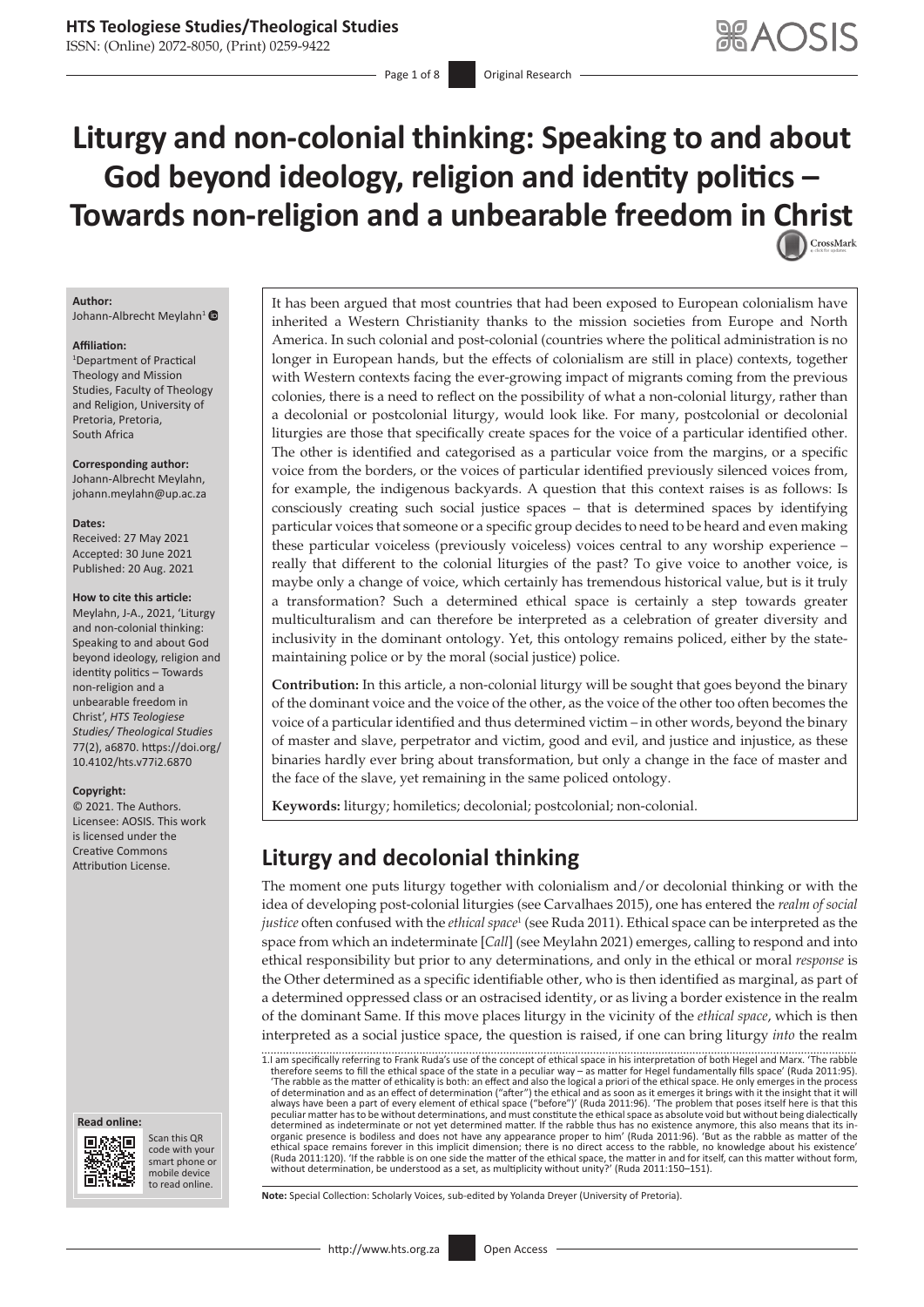# Liturgy and non-colonial thinking: Speaking to and about God beyond ideology, religion and identity politics – Towards non-religion and a unbearable freedom in Christ

**Author:**
Johann-Albrecht Meylahn[1]

**Affiliation:**
[1]Department of Practical Theology and Mission Studies, Faculty of Theology and Religion, University of Pretoria, Pretoria, South Africa

**Corresponding author:**
Johann-Albrecht Meylahn, johann.meylahn@up.ac.za

**Dates:**
Received: 27 May 2021
Accepted: 30 June 2021
Published: 20 Aug. 2021

**How to cite this article:**
Meylahn, J-A., 2021, 'Liturgy and non-colonial thinking: Speaking to and about God beyond ideology, religion and identity politics – Towards non-religion and a unbearable freedom in Christ', *HTS Teologiese Studies/ Theological Studies* 77(2), a6870. https://doi.org/10.4102/hts.v77i2.6870

**Copyright:**
© 2021. The Authors. Licensee: AOSIS. This work is licensed under the Creative Commons Attribution License.

It has been argued that most countries that had been exposed to European colonialism have inherited a Western Christianity thanks to the mission societies from Europe and North America. In such colonial and post-colonial (countries where the political administration is no longer in European hands, but the effects of colonialism are still in place) contexts, together with Western contexts facing the ever-growing impact of migrants coming from the previous colonies, there is a need to reflect on the possibility of what a non-colonial liturgy, rather than a decolonial or postcolonial liturgy, would look like. For many, postcolonial or decolonial liturgies are those that specifically create spaces for the voice of a particular identified other. The other is identified and categorised as a particular voice from the margins, or a specific voice from the borders, or the voices of particular identified previously silenced voices from, for example, the indigenous backyards. A question that this context raises is as follows: Is consciously creating such social justice spaces – that is determined spaces by identifying particular voices that someone or a specific group decides to need to be heard and even making these particular voiceless (previously voiceless) voices central to any worship experience – really that different to the colonial liturgies of the past? To give voice to another voice, is maybe only a change of voice, which certainly has tremendous historical value, but is it truly a transformation? Such a determined ethical space is certainly a step towards greater multiculturalism and can therefore be interpreted as a celebration of greater diversity and inclusivity in the dominant ontology. Yet, this ontology remains policed, either by the state-maintaining police or by the moral (social justice) police.

**Contribution:** In this article, a non-colonial liturgy will be sought that goes beyond the binary of the dominant voice and the voice of the other, as the voice of the other too often becomes the voice of a particular identified and thus determined victim – in other words, beyond the binary of master and slave, perpetrator and victim, good and evil, and justice and injustice, as these binaries hardly ever bring about transformation, but only a change in the face of master and the face of the slave, yet remaining in the same policed ontology.

**Keywords:** liturgy; homiletics; decolonial; postcolonial; non-colonial.

## Liturgy and decolonial thinking

The moment one puts liturgy together with colonialism and/or decolonial thinking or with the idea of developing post-colonial liturgies (see Carvalhaes 2015), one has entered the *realm of social justice* often confused with the *ethical space*[1] (see Ruda 2011). Ethical space can be interpreted as the space from which an indeterminate [*Call*] (see Meylahn 2021) emerges, calling to respond and into ethical responsibility but prior to any determinations, and only in the ethical or moral *response* is the Other determined as a specific identifiable other, who is then identified as marginal, as part of a determined oppressed class or an ostracised identity, or as living a border existence in the realm of the dominant Same. If this move places liturgy in the vicinity of the *ethical space*, which is then interpreted as a social justice space, the question is raised, if one can bring liturgy *into* the realm

1. I am specifically referring to Frank Ruda's use of the concept of ethical space in his interpretation of both Hegel and Marx. 'The rabble therefore seems to fill the ethical space of the state in a peculiar way – as matter for Hegel fundamentally fills space' (Ruda 2011:95). 'The rabble as the matter of ethicality is both: an effect and also the logical a priori of the ethical space. He only emerges in the process of determination and as an effect of determination ("after") the ethical and as soon as it emerges it brings with it the insight that it will always have been a part of every element of ethical space ("before")' (Ruda 2011:96). 'The problem that poses itself here is that this peculiar matter has to be without determinations, and must constitute the ethical space as absolute void but without being dialectically determined as indeterminate or not yet determined matter. If the rabble thus has no existence anymore, this also means that its in-organic presence is bodiless and does not have any appearance proper to him' (Ruda 2011:96). 'But as the rabble as matter of the ethical space remains forever in this implicit dimension; there is no direct access to the rabble, no knowledge about his existence' (Ruda 2011:120). 'If the rabble is on one side the matter of the ethical space, the matter in and for itself, can this matter without form, without determination, be understood as a set, as multiplicity without unity?' (Ruda 2011:150–151).

**Note:** Special Collection: Scholarly Voices, sub-edited by Yolanda Dreyer (University of Pretoria).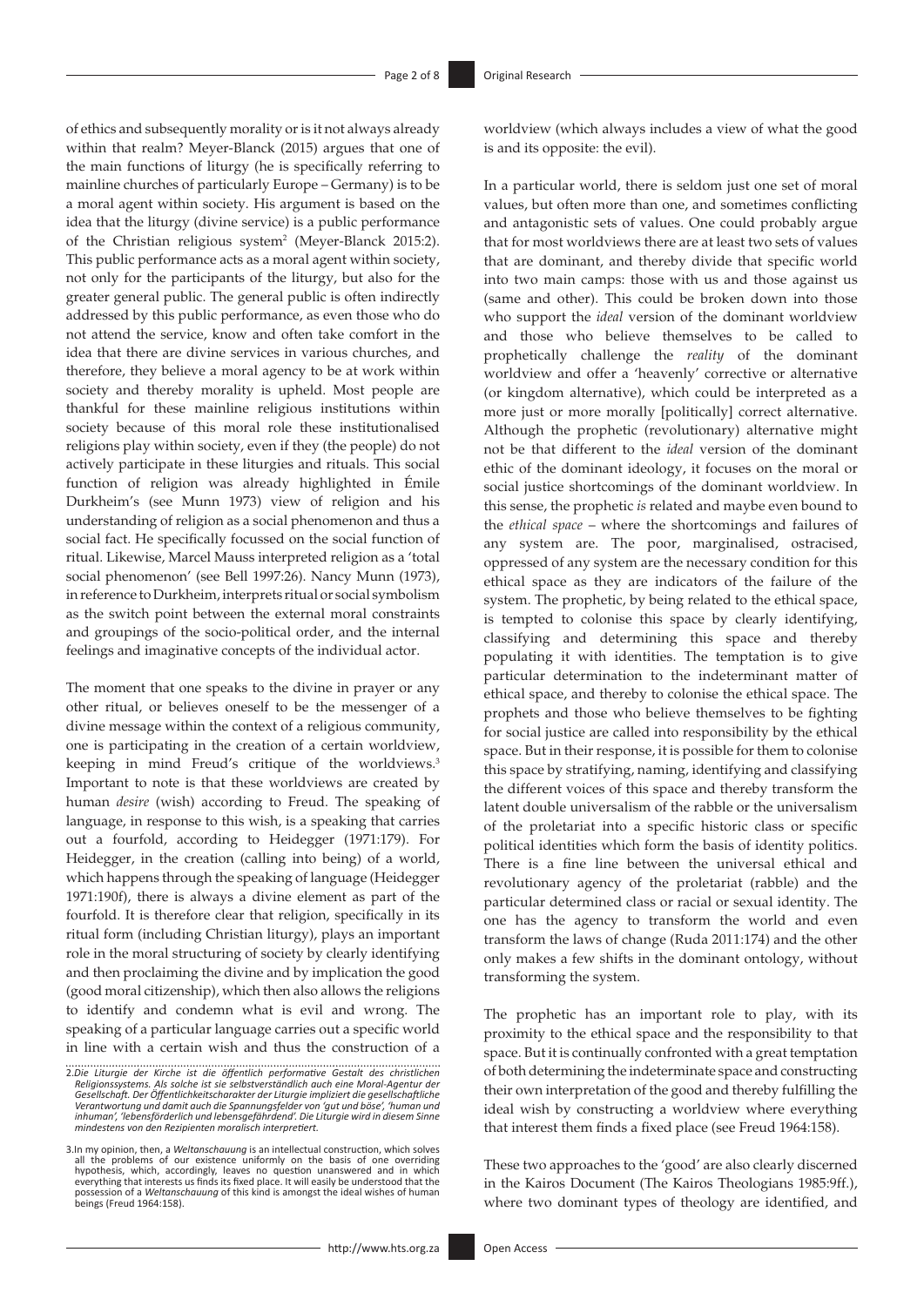of ethics and subsequently morality or is it not always already within that realm? Meyer-Blanck (2015) argues that one of the main functions of liturgy (he is specifically referring to mainline churches of particularly Europe – Germany) is to be a moral agent within society. His argument is based on the idea that the liturgy (divine service) is a public performance of the Christian religious system[2] (Meyer-Blanck 2015:2). This public performance acts as a moral agent within society, not only for the participants of the liturgy, but also for the greater general public. The general public is often indirectly addressed by this public performance, as even those who do not attend the service, know and often take comfort in the idea that there are divine services in various churches, and therefore, they believe a moral agency to be at work within society and thereby morality is upheld. Most people are thankful for these mainline religious institutions within society because of this moral role these institutionalised religions play within society, even if they (the people) do not actively participate in these liturgies and rituals. This social function of religion was already highlighted in Émile Durkheim's (see Munn 1973) view of religion and his understanding of religion as a social phenomenon and thus a social fact. He specifically focussed on the social function of ritual. Likewise, Marcel Mauss interpreted religion as a 'total social phenomenon' (see Bell 1997:26). Nancy Munn (1973), in reference to Durkheim, interprets ritual or social symbolism as the switch point between the external moral constraints and groupings of the socio-political order, and the internal feelings and imaginative concepts of the individual actor.

The moment that one speaks to the divine in prayer or any other ritual, or believes oneself to be the messenger of a divine message within the context of a religious community, one is participating in the creation of a certain worldview, keeping in mind Freud's critique of the worldviews.[3] Important to note is that these worldviews are created by human *desire* (wish) according to Freud. The speaking of language, in response to this wish, is a speaking that carries out a fourfold, according to Heidegger (1971:179). For Heidegger, in the creation (calling into being) of a world, which happens through the speaking of language (Heidegger 1971:190f), there is always a divine element as part of the fourfold. It is therefore clear that religion, specifically in its ritual form (including Christian liturgy), plays an important role in the moral structuring of society by clearly identifying and then proclaiming the divine and by implication the good (good moral citizenship), which then also allows the religions to identify and condemn what is evil and wrong. The speaking of a particular language carries out a specific world in line with a certain wish and thus the construction of a worldview (which always includes a view of what the good is and its opposite: the evil).

In a particular world, there is seldom just one set of moral values, but often more than one, and sometimes conflicting and antagonistic sets of values. One could probably argue that for most worldviews there are at least two sets of values that are dominant, and thereby divide that specific world into two main camps: those with us and those against us (same and other). This could be broken down into those who support the *ideal* version of the dominant worldview and those who believe themselves to be called to prophetically challenge the *reality* of the dominant worldview and offer a 'heavenly' corrective or alternative (or kingdom alternative), which could be interpreted as a more just or more morally [politically] correct alternative. Although the prophetic (revolutionary) alternative might not be that different to the *ideal* version of the dominant ethic of the dominant ideology, it focuses on the moral or social justice shortcomings of the dominant worldview. In this sense, the prophetic *is* related and maybe even bound to the *ethical space* – where the shortcomings and failures of any system are. The poor, marginalised, ostracised, oppressed of any system are the necessary condition for this ethical space as they are indicators of the failure of the system. The prophetic, by being related to the ethical space, is tempted to colonise this space by clearly identifying, classifying and determining this space and thereby populating it with identities. The temptation is to give particular determination to the indeterminant matter of ethical space, and thereby to colonise the ethical space. The prophets and those who believe themselves to be fighting for social justice are called into responsibility by the ethical space. But in their response, it is possible for them to colonise this space by stratifying, naming, identifying and classifying the different voices of this space and thereby transform the latent double universalism of the rabble or the universalism of the proletariat into a specific historic class or specific political identities which form the basis of identity politics. There is a fine line between the universal ethical and revolutionary agency of the proletariat (rabble) and the particular determined class or racial or sexual identity. The one has the agency to transform the world and even transform the laws of change (Ruda 2011:174) and the other only makes a few shifts in the dominant ontology, without transforming the system.

The prophetic has an important role to play, with its proximity to the ethical space and the responsibility to that space. But it is continually confronted with a great temptation of both determining the indeterminate space and constructing their own interpretation of the good and thereby fulfilling the ideal wish by constructing a worldview where everything that interest them finds a fixed place (see Freud 1964:158).

These two approaches to the 'good' are also clearly discerned in the Kairos Document (The Kairos Theologians 1985:9ff.), where two dominant types of theology are identified, and

---

2. *Die Liturgie der Kirche ist die öffentlich performative Gestalt des christlichen Religionssystems. Als solche ist sie selbstverständlich auch eine Moral-Agentur der Gesellschaft. Der Öffentlichkeitscharakter der Liturgie impliziert die gesellschaftliche Verantwortung und damit auch die Spannungsfelder von 'gut und böse', 'human und inhuman', 'lebensförderlich und lebensgefährdend'. Die Liturgie wird in diesem Sinne mindestens von den Rezipienten moralisch interpretiert.*

3. In my opinion, then, a *Weltanschauung* is an intellectual construction, which solves all the problems of our existence uniformly on the basis of one overriding hypothesis, which, accordingly, leaves no question unanswered and in which everything that interests us finds its fixed place. It will easily be understood that the possession of a *Weltanschauung* of this kind is amongst the ideal wishes of human beings (Freud 1964:158).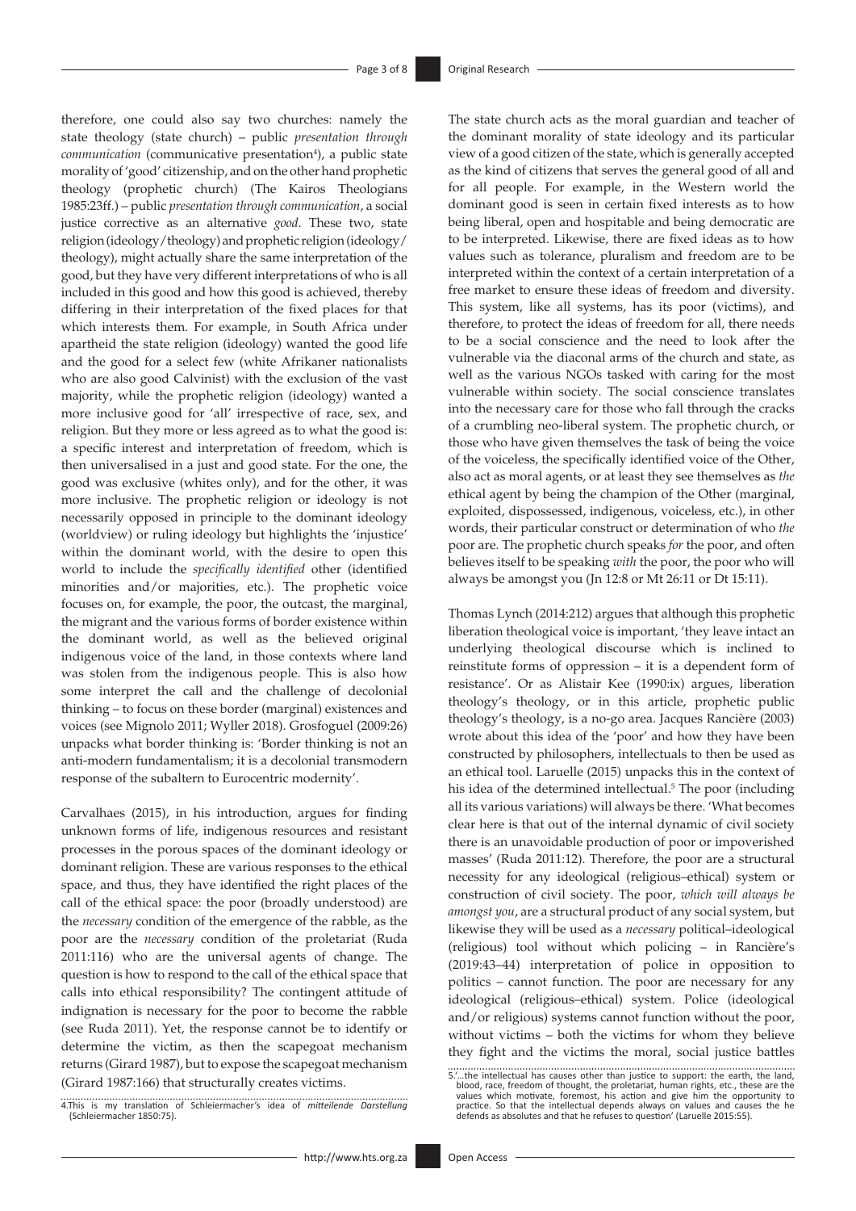therefore, one could also say two churches: namely the state theology (state church) – public *presentation through communication* (communicative presentation[4]), a public state morality of 'good' citizenship, and on the other hand prophetic theology (prophetic church) (The Kairos Theologians 1985:23ff.) – public *presentation through communication*, a social justice corrective as an alternative *good*. These two, state religion (ideology/theology) and prophetic religion (ideology/theology), might actually share the same interpretation of the good, but they have very different interpretations of who is all included in this good and how this good is achieved, thereby differing in their interpretation of the fixed places for that which interests them. For example, in South Africa under apartheid the state religion (ideology) wanted the good life and the good for a select few (white Afrikaner nationalists who are also good Calvinist) with the exclusion of the vast majority, while the prophetic religion (ideology) wanted a more inclusive good for 'all' irrespective of race, sex, and religion. But they more or less agreed as to what the good is: a specific interest and interpretation of freedom, which is then universalised in a just and good state. For the one, the good was exclusive (whites only), and for the other, it was more inclusive. The prophetic religion or ideology is not necessarily opposed in principle to the dominant ideology (worldview) or ruling ideology but highlights the 'injustice' within the dominant world, with the desire to open this world to include the *specifically identified* other (identified minorities and/or majorities, etc.). The prophetic voice focuses on, for example, the poor, the outcast, the marginal, the migrant and the various forms of border existence within the dominant world, as well as the believed original indigenous voice of the land, in those contexts where land was stolen from the indigenous people. This is also how some interpret the call and the challenge of decolonial thinking – to focus on these border (marginal) existences and voices (see Mignolo 2011; Wyller 2018). Grosfoguel (2009:26) unpacks what border thinking is: 'Border thinking is not an anti-modern fundamentalism; it is a decolonial transmodern response of the subaltern to Eurocentric modernity'.

Carvalhaes (2015), in his introduction, argues for finding unknown forms of life, indigenous resources and resistant processes in the porous spaces of the dominant ideology or dominant religion. These are various responses to the ethical space, and thus, they have identified the right places of the call of the ethical space: the poor (broadly understood) are the *necessary* condition of the emergence of the rabble, as the poor are the *necessary* condition of the proletariat (Ruda 2011:116) who are the universal agents of change. The question is how to respond to the call of the ethical space that calls into ethical responsibility? The contingent attitude of indignation is necessary for the poor to become the rabble (see Ruda 2011). Yet, the response cannot be to identify or determine the victim, as then the scapegoat mechanism returns (Girard 1987), but to expose the scapegoat mechanism (Girard 1987:166) that structurally creates victims.

The state church acts as the moral guardian and teacher of the dominant morality of state ideology and its particular view of a good citizen of the state, which is generally accepted as the kind of citizens that serves the general good of all and for all people. For example, in the Western world the dominant good is seen in certain fixed interests as to how being liberal, open and hospitable and being democratic are to be interpreted. Likewise, there are fixed ideas as to how values such as tolerance, pluralism and freedom are to be interpreted within the context of a certain interpretation of a free market to ensure these ideas of freedom and diversity. This system, like all systems, has its poor (victims), and therefore, to protect the ideas of freedom for all, there needs to be a social conscience and the need to look after the vulnerable via the diaconal arms of the church and state, as well as the various NGOs tasked with caring for the most vulnerable within society. The social conscience translates into the necessary care for those who fall through the cracks of a crumbling neo-liberal system. The prophetic church, or those who have given themselves the task of being the voice of the voiceless, the specifically identified voice of the Other, also act as moral agents, or at least they see themselves as *the* ethical agent by being the champion of the Other (marginal, exploited, dispossessed, indigenous, voiceless, etc.), in other words, their particular construct or determination of who *the* poor are. The prophetic church speaks *for* the poor, and often believes itself to be speaking *with* the poor, the poor who will always be amongst you (Jn 12:8 or Mt 26:11 or Dt 15:11).

Thomas Lynch (2014:212) argues that although this prophetic liberation theological voice is important, 'they leave intact an underlying theological discourse which is inclined to reinstitute forms of oppression – it is a dependent form of resistance'. Or as Alistair Kee (1990:ix) argues, liberation theology's theology, or in this article, prophetic public theology's theology, is a no-go area. Jacques Rancière (2003) wrote about this idea of the 'poor' and how they have been constructed by philosophers, intellectuals to then be used as an ethical tool. Laruelle (2015) unpacks this in the context of his idea of the determined intellectual.[5] The poor (including all its various variations) will always be there. 'What becomes clear here is that out of the internal dynamic of civil society there is an unavoidable production of poor or impoverished masses' (Ruda 2011:12). Therefore, the poor are a structural necessity for any ideological (religious–ethical) system or construction of civil society. The poor, *which will always be amongst you*, are a structural product of any social system, but likewise they will be used as a *necessary* political–ideological (religious) tool without which policing – in Rancière's (2019:43–44) interpretation of police in opposition to politics – cannot function. The poor are necessary for any ideological (religious–ethical) system. Police (ideological and/or religious) systems cannot function without the poor, without victims – both the victims for whom they believe they fight and the victims the moral, social justice battles

4. This is my translation of Schleiermacher's idea of *mitteilende Darstellung* (Schleiermacher 1850:75).

5. '...the intellectual has causes other than justice to support: the earth, the land, blood, race, freedom of thought, the proletariat, human rights, etc., these are the values which motivate, foremost, his action and give him the opportunity to practice. So that the intellectual depends always on values and causes the he defends as absolutes and that he refuses to question' (Laruelle 2015:55).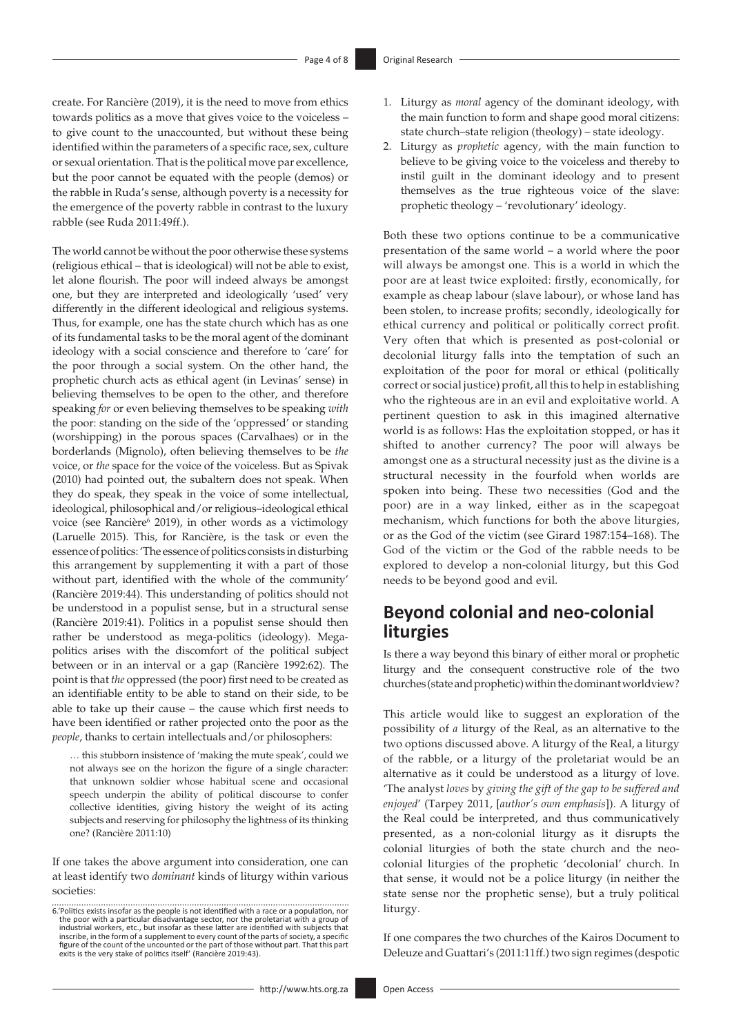create. For Rancière (2019), it is the need to move from ethics towards politics as a move that gives voice to the voiceless – to give count to the unaccounted, but without these being identified within the parameters of a specific race, sex, culture or sexual orientation. That is the political move par excellence, but the poor cannot be equated with the people (demos) or the rabble in Ruda's sense, although poverty is a necessity for the emergence of the poverty rabble in contrast to the luxury rabble (see Ruda 2011:49ff.).

The world cannot be without the poor otherwise these systems (religious ethical – that is ideological) will not be able to exist, let alone flourish. The poor will indeed always be amongst one, but they are interpreted and ideologically 'used' very differently in the different ideological and religious systems. Thus, for example, one has the state church which has as one of its fundamental tasks to be the moral agent of the dominant ideology with a social conscience and therefore to 'care' for the poor through a social system. On the other hand, the prophetic church acts as ethical agent (in Levinas' sense) in believing themselves to be open to the other, and therefore speaking *for* or even believing themselves to be speaking *with* the poor: standing on the side of the 'oppressed' or standing (worshipping) in the porous spaces (Carvalhaes) or in the borderlands (Mignolo), often believing themselves to be *the* voice, or *the* space for the voice of the voiceless. But as Spivak (2010) had pointed out, the subaltern does not speak. When they do speak, they speak in the voice of some intellectual, ideological, philosophical and/or religious–ideological ethical voice (see Rancière[6] 2019), in other words as a victimology (Laruelle 2015). This, for Rancière, is the task or even the essence of politics: 'The essence of politics consists in disturbing this arrangement by supplementing it with a part of those without part, identified with the whole of the community' (Rancière 2019:44). This understanding of politics should not be understood in a populist sense, but in a structural sense (Rancière 2019:41). Politics in a populist sense should then rather be understood as mega-politics (ideology). Mega-politics arises with the discomfort of the political subject between or in an interval or a gap (Rancière 1992:62). The point is that *the* oppressed (the poor) first need to be created as an identifiable entity to be able to stand on their side, to be able to take up their cause – the cause which first needs to have been identified or rather projected onto the poor as the *people*, thanks to certain intellectuals and/or philosophers:

> … this stubborn insistence of 'making the mute speak', could we not always see on the horizon the figure of a single character: that unknown soldier whose habitual scene and occasional speech underpin the ability of political discourse to confer collective identities, giving history the weight of its acting subjects and reserving for philosophy the lightness of its thinking one? (Rancière 2011:10)

If one takes the above argument into consideration, one can at least identify two *dominant* kinds of liturgy within various societies:

1. Liturgy as *moral* agency of the dominant ideology, with the main function to form and shape good moral citizens: state church–state religion (theology) – state ideology.
2. Liturgy as *prophetic* agency, with the main function to believe to be giving voice to the voiceless and thereby to instil guilt in the dominant ideology and to present themselves as the true righteous voice of the slave: prophetic theology – 'revolutionary' ideology.

Both these two options continue to be a communicative presentation of the same world – a world where the poor will always be amongst one. This is a world in which the poor are at least twice exploited: firstly, economically, for example as cheap labour (slave labour), or whose land has been stolen, to increase profits; secondly, ideologically for ethical currency and political or politically correct profit. Very often that which is presented as post-colonial or decolonial liturgy falls into the temptation of such an exploitation of the poor for moral or ethical (politically correct or social justice) profit, all this to help in establishing who the righteous are in an evil and exploitative world. A pertinent question to ask in this imagined alternative world is as follows: Has the exploitation stopped, or has it shifted to another currency? The poor will always be amongst one as a structural necessity just as the divine is a structural necessity in the fourfold when worlds are spoken into being. These two necessities (God and the poor) are in a way linked, either as in the scapegoat mechanism, which functions for both the above liturgies, or as the God of the victim (see Girard 1987:154–168). The God of the victim or the God of the rabble needs to be explored to develop a non-colonial liturgy, but this God needs to be beyond good and evil.

## Beyond colonial and neo-colonial liturgies

Is there a way beyond this binary of either moral or prophetic liturgy and the consequent constructive role of the two churches (state and prophetic) within the dominant worldview?

This article would like to suggest an exploration of the possibility of *a* liturgy of the Real, as an alternative to the two options discussed above. A liturgy of the Real, a liturgy of the rabble, or a liturgy of the proletariat would be an alternative as it could be understood as a liturgy of love. 'The analyst *loves* by *giving the gift of the gap to be suffered and enjoyed*' (Tarpey 2011, [*author's own emphasis*]). A liturgy of the Real could be interpreted, and thus communicatively presented, as a non-colonial liturgy as it disrupts the colonial liturgies of both the state church and the neo-colonial liturgies of the prophetic 'decolonial' church. In that sense, it would not be a police liturgy (in neither the state sense nor the prophetic sense), but a truly political liturgy.

If one compares the two churches of the Kairos Document to Deleuze and Guattari's (2011:11ff.) two sign regimes (despotic

6.'Politics exists insofar as the people is not identified with a race or a population, nor the poor with a particular disadvantage sector, nor the proletariat with a group of industrial workers, etc., but insofar as these latter are identified with subjects that inscribe, in the form of a supplement to every count of the parts of society, a specific figure of the count of the uncounted or the part of those without part. That this part exists is the very stake of politics itself' (Rancière 2019:43).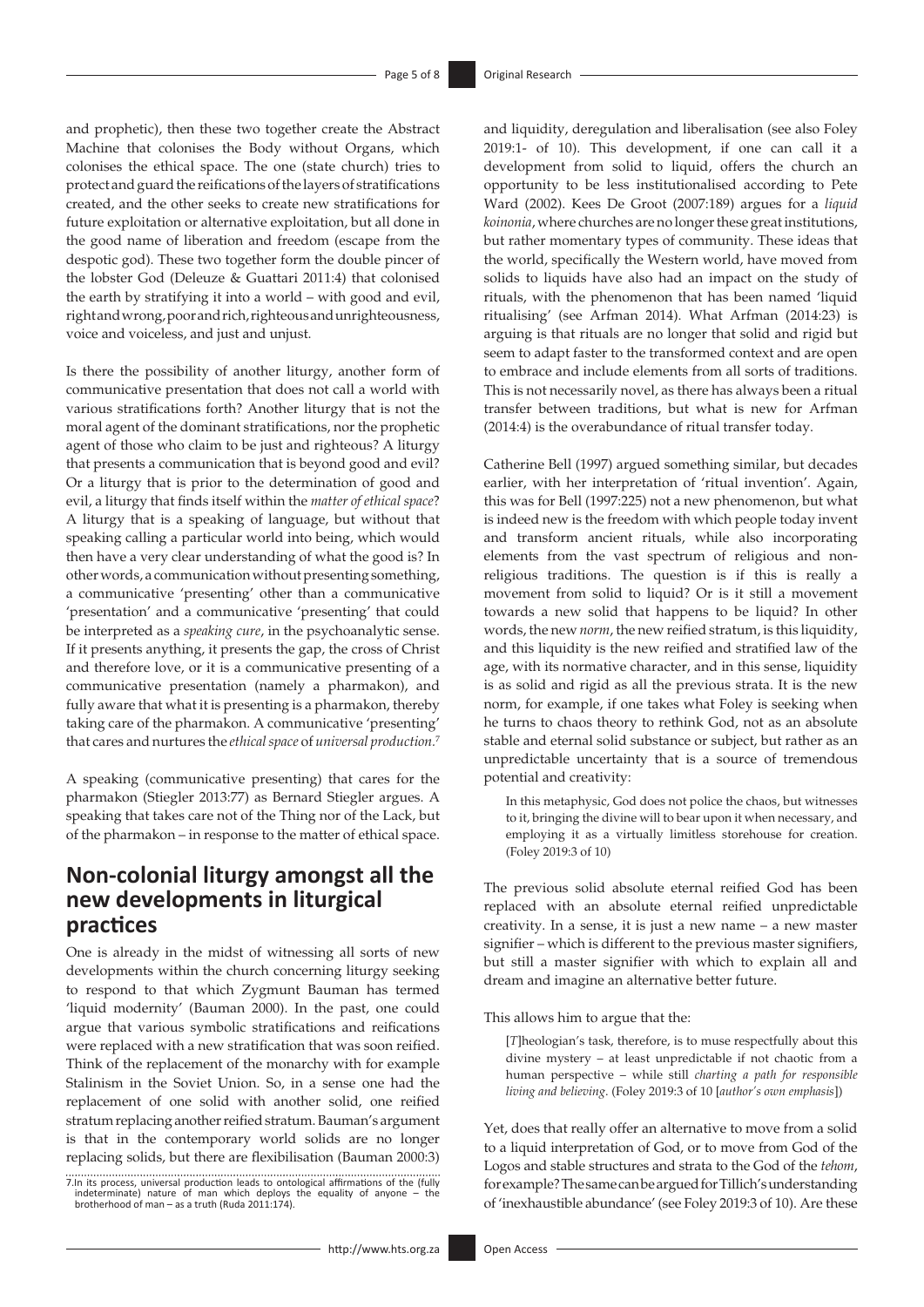and prophetic), then these two together create the Abstract Machine that colonises the Body without Organs, which colonises the ethical space. The one (state church) tries to protect and guard the reifications of the layers of stratifications created, and the other seeks to create new stratifications for future exploitation or alternative exploitation, but all done in the good name of liberation and freedom (escape from the despotic god). These two together form the double pincer of the lobster God (Deleuze & Guattari 2011:4) that colonised the earth by stratifying it into a world – with good and evil, right and wrong, poor and rich, righteous and unrighteousness, voice and voiceless, and just and unjust.

Is there the possibility of another liturgy, another form of communicative presentation that does not call a world with various stratifications forth? Another liturgy that is not the moral agent of the dominant stratifications, nor the prophetic agent of those who claim to be just and righteous? A liturgy that presents a communication that is beyond good and evil? Or a liturgy that is prior to the determination of good and evil, a liturgy that finds itself within the *matter of ethical space*? A liturgy that is a speaking of language, but without that speaking calling a particular world into being, which would then have a very clear understanding of what the good is? In other words, a communication without presenting something, a communicative 'presenting' other than a communicative 'presentation' and a communicative 'presenting' that could be interpreted as a *speaking cure*, in the psychoanalytic sense. If it presents anything, it presents the gap, the cross of Christ and therefore love, or it is a communicative presenting of a communicative presentation (namely a pharmakon), and fully aware that what it is presenting is a pharmakon, thereby taking care of the pharmakon. A communicative 'presenting' that cares and nurtures the *ethical space* of *universal production*.[7]

A speaking (communicative presenting) that cares for the pharmakon (Stiegler 2013:77) as Bernard Stiegler argues. A speaking that takes care not of the Thing nor of the Lack, but of the pharmakon – in response to the matter of ethical space.

## Non-colonial liturgy amongst all the new developments in liturgical practices

One is already in the midst of witnessing all sorts of new developments within the church concerning liturgy seeking to respond to that which Zygmunt Bauman has termed 'liquid modernity' (Bauman 2000). In the past, one could argue that various symbolic stratifications and reifications were replaced with a new stratification that was soon reified. Think of the replacement of the monarchy with for example Stalinism in the Soviet Union. So, in a sense one had the replacement of one solid with another solid, one reified stratum replacing another reified stratum. Bauman's argument is that in the contemporary world solids are no longer replacing solids, but there are flexibilisation (Bauman 2000:3) and liquidity, deregulation and liberalisation (see also Foley 2019:1- of 10). This development, if one can call it a development from solid to liquid, offers the church an opportunity to be less institutionalised according to Pete Ward (2002). Kees De Groot (2007:189) argues for a *liquid koinonia*, where churches are no longer these great institutions, but rather momentary types of community. These ideas that the world, specifically the Western world, have moved from solids to liquids have also had an impact on the study of rituals, with the phenomenon that has been named 'liquid ritualising' (see Arfman 2014). What Arfman (2014:23) is arguing is that rituals are no longer that solid and rigid but seem to adapt faster to the transformed context and are open to embrace and include elements from all sorts of traditions. This is not necessarily novel, as there has always been a ritual transfer between traditions, but what is new for Arfman (2014:4) is the overabundance of ritual transfer today.

Catherine Bell (1997) argued something similar, but decades earlier, with her interpretation of 'ritual invention'. Again, this was for Bell (1997:225) not a new phenomenon, but what is indeed new is the freedom with which people today invent and transform ancient rituals, while also incorporating elements from the vast spectrum of religious and non-religious traditions. The question is if this is really a movement from solid to liquid? Or is it still a movement towards a new solid that happens to be liquid? In other words, the new *norm*, the new reified stratum, is this liquidity, and this liquidity is the new reified and stratified law of the age, with its normative character, and in this sense, liquidity is as solid and rigid as all the previous strata. It is the new norm, for example, if one takes what Foley is seeking when he turns to chaos theory to rethink God, not as an absolute stable and eternal solid substance or subject, but rather as an unpredictable uncertainty that is a source of tremendous potential and creativity:

> In this metaphysic, God does not police the chaos, but witnesses to it, bringing the divine will to bear upon it when necessary, and employing it as a virtually limitless storehouse for creation. (Foley 2019:3 of 10)

The previous solid absolute eternal reified God has been replaced with an absolute eternal reified unpredictable creativity. In a sense, it is just a new name – a new master signifier – which is different to the previous master signifiers, but still a master signifier with which to explain all and dream and imagine an alternative better future.

This allows him to argue that the:

> [*T*]heologian's task, therefore, is to muse respectfully about this divine mystery – at least unpredictable if not chaotic from a human perspective – while still *charting a path for responsible living and believing*. (Foley 2019:3 of 10 [*author's own emphasis*])

Yet, does that really offer an alternative to move from a solid to a liquid interpretation of God, or to move from God of the Logos and stable structures and strata to the God of the *tehom*, for example? The same can be argued for Tillich's understanding of 'inexhaustible abundance' (see Foley 2019:3 of 10). Are these

7. In its process, universal production leads to ontological affirmations of the (fully indeterminate) nature of man which deploys the equality of anyone – the brotherhood of man – as a truth (Ruda 2011:174).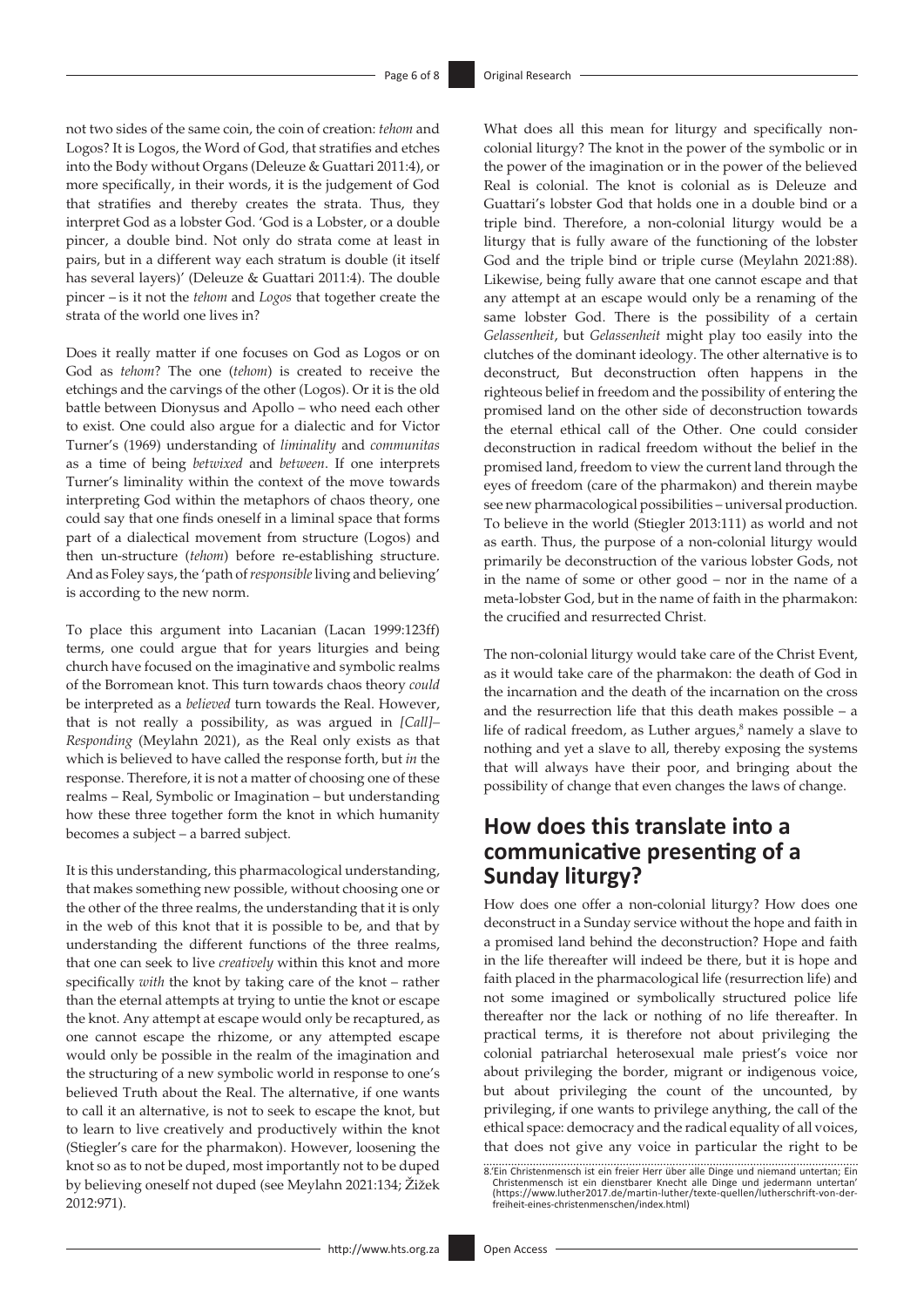not two sides of the same coin, the coin of creation: *tehom* and Logos? It is Logos, the Word of God, that stratifies and etches into the Body without Organs (Deleuze & Guattari 2011:4), or more specifically, in their words, it is the judgement of God that stratifies and thereby creates the strata. Thus, they interpret God as a lobster God. 'God is a Lobster, or a double pincer, a double bind. Not only do strata come at least in pairs, but in a different way each stratum is double (it itself has several layers)' (Deleuze & Guattari 2011:4). The double pincer – is it not the *tehom* and *Logos* that together create the strata of the world one lives in?

Does it really matter if one focuses on God as Logos or on God as *tehom*? The one (*tehom*) is created to receive the etchings and the carvings of the other (Logos). Or it is the old battle between Dionysus and Apollo – who need each other to exist. One could also argue for a dialectic and for Victor Turner's (1969) understanding of *liminality* and *communitas* as a time of being *betwixed* and *between*. If one interprets Turner's liminality within the context of the move towards interpreting God within the metaphors of chaos theory, one could say that one finds oneself in a liminal space that forms part of a dialectical movement from structure (Logos) and then un-structure (*tehom*) before re-establishing structure. And as Foley says, the 'path of *responsible* living and believing' is according to the new norm.

To place this argument into Lacanian (Lacan 1999:123ff) terms, one could argue that for years liturgies and being church have focused on the imaginative and symbolic realms of the Borromean knot. This turn towards chaos theory *could* be interpreted as a *believed* turn towards the Real. However, that is not really a possibility, as was argued in *[Call]–Responding* (Meylahn 2021), as the Real only exists as that which is believed to have called the response forth, but *in* the response. Therefore, it is not a matter of choosing one of these realms – Real, Symbolic or Imagination – but understanding how these three together form the knot in which humanity becomes a subject – a barred subject.

It is this understanding, this pharmacological understanding, that makes something new possible, without choosing one or the other of the three realms, the understanding that it is only in the web of this knot that it is possible to be, and that by understanding the different functions of the three realms, that one can seek to live *creatively* within this knot and more specifically *with* the knot by taking care of the knot – rather than the eternal attempts at trying to untie the knot or escape the knot. Any attempt at escape would only be recaptured, as one cannot escape the rhizome, or any attempted escape would only be possible in the realm of the imagination and the structuring of a new symbolic world in response to one's believed Truth about the Real. The alternative, if one wants to call it an alternative, is not to seek to escape the knot, but to learn to live creatively and productively within the knot (Stiegler's care for the pharmakon). However, loosening the knot so as to not be duped, most importantly not to be duped by believing oneself not duped (see Meylahn 2021:134; Žižek 2012:971).

What does all this mean for liturgy and specifically non-colonial liturgy? The knot in the power of the symbolic or in the power of the imagination or in the power of the believed Real is colonial. The knot is colonial as is Deleuze and Guattari's lobster God that holds one in a double bind or a triple bind. Therefore, a non-colonial liturgy would be a liturgy that is fully aware of the functioning of the lobster God and the triple bind or triple curse (Meylahn 2021:88). Likewise, being fully aware that one cannot escape and that any attempt at an escape would only be a renaming of the same lobster God. There is the possibility of a certain *Gelassenheit*, but *Gelassenheit* might play too easily into the clutches of the dominant ideology. The other alternative is to deconstruct, But deconstruction often happens in the righteous belief in freedom and the possibility of entering the promised land on the other side of deconstruction towards the eternal ethical call of the Other. One could consider deconstruction in radical freedom without the belief in the promised land, freedom to view the current land through the eyes of freedom (care of the pharmakon) and therein maybe see new pharmacological possibilities – universal production. To believe in the world (Stiegler 2013:111) as world and not as earth. Thus, the purpose of a non-colonial liturgy would primarily be deconstruction of the various lobster Gods, not in the name of some or other good – nor in the name of a meta-lobster God, but in the name of faith in the pharmakon: the crucified and resurrected Christ.

The non-colonial liturgy would take care of the Christ Event, as it would take care of the pharmakon: the death of God in the incarnation and the death of the incarnation on the cross and the resurrection life that this death makes possible – a life of radical freedom, as Luther argues,[8] namely a slave to nothing and yet a slave to all, thereby exposing the systems that will always have their poor, and bringing about the possibility of change that even changes the laws of change.

## How does this translate into a communicative presenting of a Sunday liturgy?

How does one offer a non-colonial liturgy? How does one deconstruct in a Sunday service without the hope and faith in a promised land behind the deconstruction? Hope and faith in the life thereafter will indeed be there, but it is hope and faith placed in the pharmacological life (resurrection life) and not some imagined or symbolically structured police life thereafter nor the lack or nothing of no life thereafter. In practical terms, it is therefore not about privileging the colonial patriarchal heterosexual male priest's voice nor about privileging the border, migrant or indigenous voice, but about privileging the count of the uncounted, by privileging, if one wants to privilege anything, the call of the ethical space: democracy and the radical equality of all voices, that does not give any voice in particular the right to be

8.'Ein Christenmensch ist ein freier Herr über alle Dinge und niemand untertan; Ein Christenmensch ist ein dienstbarer Knecht alle Dinge und jedermann untertan' (https://www.luther2017.de/martin-luther/texte-quellen/lutherschrift-von-der-freiheit-eines-christenmenschen/index.html)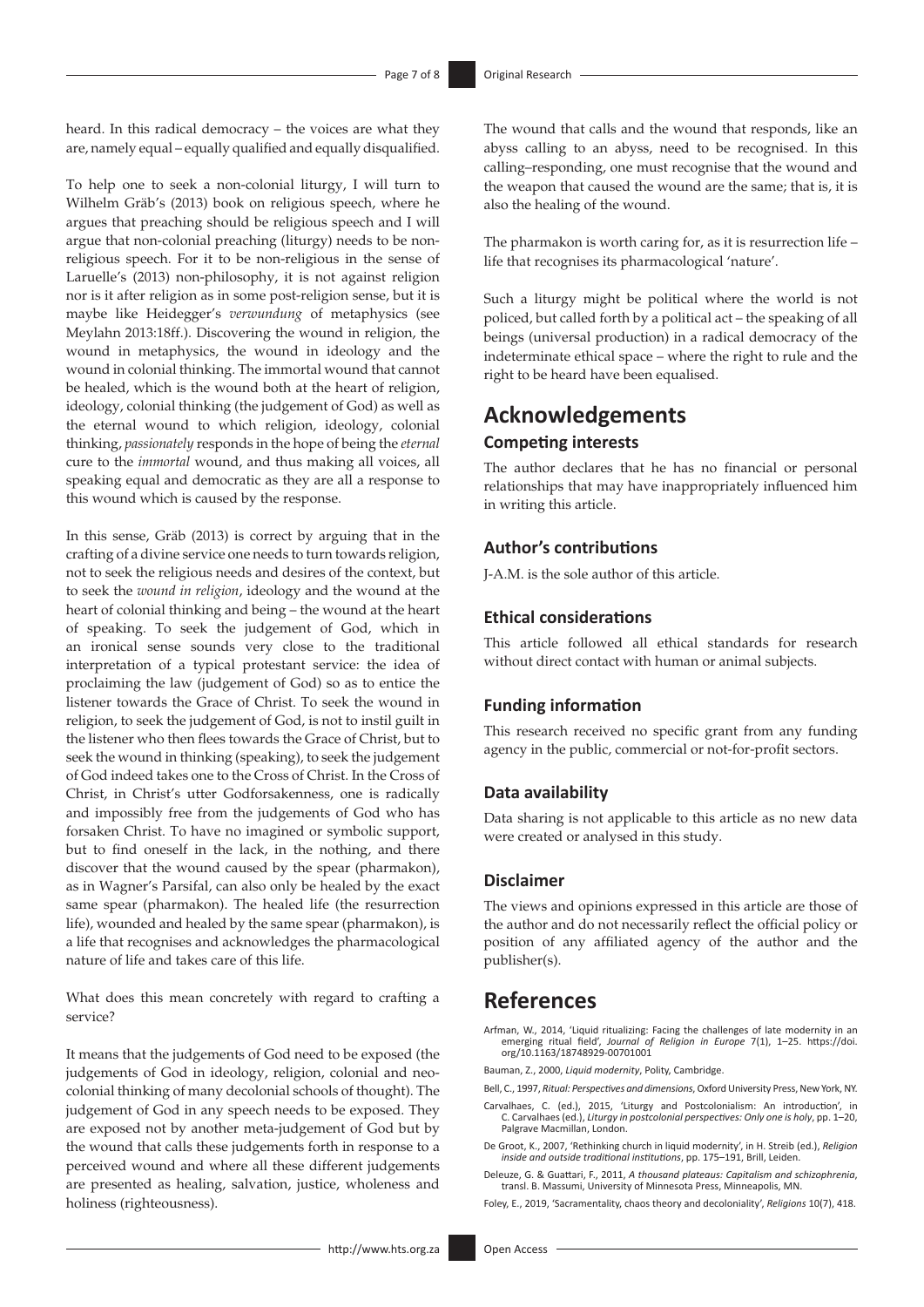heard. In this radical democracy – the voices are what they are, namely equal – equally qualified and equally disqualified.

To help one to seek a non-colonial liturgy, I will turn to Wilhelm Gräb's (2013) book on religious speech, where he argues that preaching should be religious speech and I will argue that non-colonial preaching (liturgy) needs to be non-religious speech. For it to be non-religious in the sense of Laruelle's (2013) non-philosophy, it is not against religion nor is it after religion as in some post-religion sense, but it is maybe like Heidegger's *verwundung* of metaphysics (see Meylahn 2013:18ff.). Discovering the wound in religion, the wound in metaphysics, the wound in ideology and the wound in colonial thinking. The immortal wound that cannot be healed, which is the wound both at the heart of religion, ideology, colonial thinking (the judgement of God) as well as the eternal wound to which religion, ideology, colonial thinking, *passionately* responds in the hope of being the *eternal* cure to the *immortal* wound, and thus making all voices, all speaking equal and democratic as they are all a response to this wound which is caused by the response.

In this sense, Gräb (2013) is correct by arguing that in the crafting of a divine service one needs to turn towards religion, not to seek the religious needs and desires of the context, but to seek the *wound in religion*, ideology and the wound at the heart of colonial thinking and being – the wound at the heart of speaking. To seek the judgement of God, which in an ironical sense sounds very close to the traditional interpretation of a typical protestant service: the idea of proclaiming the law (judgement of God) so as to entice the listener towards the Grace of Christ. To seek the wound in religion, to seek the judgement of God, is not to instil guilt in the listener who then flees towards the Grace of Christ, but to seek the wound in thinking (speaking), to seek the judgement of God indeed takes one to the Cross of Christ. In the Cross of Christ, in Christ's utter Godforsakenness, one is radically and impossibly free from the judgements of God who has forsaken Christ. To have no imagined or symbolic support, but to find oneself in the lack, in the nothing, and there discover that the wound caused by the spear (pharmakon), as in Wagner's Parsifal, can also only be healed by the exact same spear (pharmakon). The healed life (the resurrection life), wounded and healed by the same spear (pharmakon), is a life that recognises and acknowledges the pharmacological nature of life and takes care of this life.

What does this mean concretely with regard to crafting a service?

It means that the judgements of God need to be exposed (the judgements of God in ideology, religion, colonial and neo-colonial thinking of many decolonial schools of thought). The judgement of God in any speech needs to be exposed. They are exposed not by another meta-judgement of God but by the wound that calls these judgements forth in response to a perceived wound and where all these different judgements are presented as healing, salvation, justice, wholeness and holiness (righteousness).

The wound that calls and the wound that responds, like an abyss calling to an abyss, need to be recognised. In this calling–responding, one must recognise that the wound and the weapon that caused the wound are the same; that is, it is also the healing of the wound.

The pharmakon is worth caring for, as it is resurrection life – life that recognises its pharmacological 'nature'.

Such a liturgy might be political where the world is not policed, but called forth by a political act – the speaking of all beings (universal production) in a radical democracy of the indeterminate ethical space – where the right to rule and the right to be heard have been equalised.

# Acknowledgements

### Competing interests

The author declares that he has no financial or personal relationships that may have inappropriately influenced him in writing this article.

### Author's contributions

J-A.M. is the sole author of this article.

### Ethical considerations

This article followed all ethical standards for research without direct contact with human or animal subjects.

### Funding information

This research received no specific grant from any funding agency in the public, commercial or not-for-profit sectors.

### Data availability

Data sharing is not applicable to this article as no new data were created or analysed in this study.

### Disclaimer

The views and opinions expressed in this article are those of the author and do not necessarily reflect the official policy or position of any affiliated agency of the author and the publisher(s).

# References

Arfman, W., 2014, 'Liquid ritualizing: Facing the challenges of late modernity in an emerging ritual field', *Journal of Religion in Europe* 7(1), 1–25. https://doi.org/10.1163/18748929-00701001

Bauman, Z., 2000, *Liquid modernity*, Polity, Cambridge.

Bell, C., 1997, *Ritual: Perspectives and dimensions*, Oxford University Press, New York, NY.

Carvalhaes, C. (ed.), 2015, 'Liturgy and Postcolonialism: An introduction', in C. Carvalhaes (ed.), *Liturgy in postcolonial perspectives: Only one is holy*, pp. 1–20, Palgrave Macmillan, London.

De Groot, K., 2007, 'Rethinking church in liquid modernity', in H. Streib (ed.), *Religion inside and outside traditional institutions*, pp. 175–191, Brill, Leiden.

Deleuze, G. & Guattari, F., 2011, *A thousand plateaus: Capitalism and schizophrenia*, transl. B. Massumi, University of Minnesota Press, Minneapolis, MN.

Foley, E., 2019, 'Sacramentality, chaos theory and decoloniality', *Religions* 10(7), 418.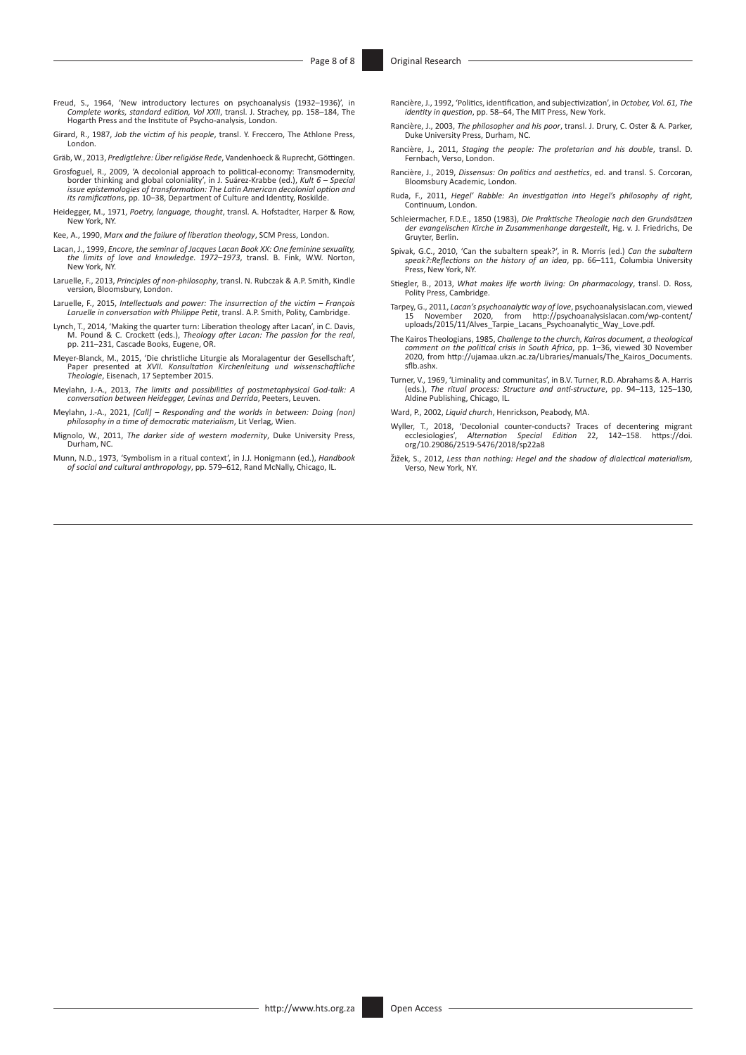Freud, S., 1964, 'New introductory lectures on psychoanalysis (1932–1936)', in *Complete works, standard edition, Vol XXII*, transl. J. Strachey, pp. 158–184, The Hogarth Press and the Institute of Psycho-analysis, London.

Girard, R., 1987, *Job the victim of his people*, transl. Y. Freccero, The Athlone Press, London.

Gräb, W., 2013, *Predigtlehre: Über religiöse Rede*, Vandenhoeck & Ruprecht, Göttingen.

Grosfoguel, R., 2009, 'A decolonial approach to political-economy: Transmodernity, border thinking and global coloniality', in J. Suárez-Krabbe (ed.), *Kult 6 – Special issue epistemologies of transformation: The Latin American decolonial option and its ramifications*, pp. 10–38, Department of Culture and Identity, Roskilde.

Heidegger, M., 1971, *Poetry, language, thought*, transl. A. Hofstadter, Harper & Row, New York, NY.

Kee, A., 1990, *Marx and the failure of liberation theology*, SCM Press, London.

Lacan, J., 1999, *Encore, the seminar of Jacques Lacan Book XX: One feminine sexuality, the limits of love and knowledge. 1972–1973*, transl. B. Fink, W.W. Norton, New York, NY.

Laruelle, F., 2013, *Principles of non-philosophy*, transl. N. Rubczak & A.P. Smith, Kindle version, Bloomsbury, London.

Laruelle, F., 2015, *Intellectuals and power: The insurrection of the victim – François Laruelle in conversation with Philippe Petit*, transl. A.P. Smith, Polity, Cambridge.

Lynch, T., 2014, 'Making the quarter turn: Liberation theology after Lacan', in C. Davis, M. Pound & C. Crockett (eds.), *Theology after Lacan: The passion for the real*, pp. 211–231, Cascade Books, Eugene, OR.

Meyer-Blanck, M., 2015, 'Die christliche Liturgie als Moralagentur der Gesellschaft', Paper presented at *XVII. Konsultation Kirchenleitung und wissenschaftliche Theologie*, Eisenach, 17 September 2015.

Meylahn, J.-A., 2013, *The limits and possibilities of postmetaphysical God-talk: A conversation between Heidegger, Levinas and Derrida*, Peeters, Leuven.

Meylahn, J.-A., 2021, *[Call] – Responding and the worlds in between: Doing (non) philosophy in a time of democratic materialism*, Lit Verlag, Wien.

Mignolo, W., 2011, *The darker side of western modernity*, Duke University Press, Durham, NC.

Munn, N.D., 1973, 'Symbolism in a ritual context', in J.J. Honigmann (ed.), *Handbook of social and cultural anthropology*, pp. 579–612, Rand McNally, Chicago, IL.

Rancière, J., 1992, 'Politics, identification, and subjectivization', in *October, Vol. 61, The identity in question*, pp. 58–64, The MIT Press, New York.

Rancière, J., 2003, *The philosopher and his poor*, transl. J. Drury, C. Oster & A. Parker, Duke University Press, Durham, NC.

Rancière, J., 2011, *Staging the people: The proletarian and his double*, transl. D. Fernbach, Verso, London.

Rancière, J., 2019, *Dissensus: On politics and aesthetics*, ed. and transl. S. Corcoran, Bloomsbury Academic, London.

Ruda, F., 2011, *Hegel' Rabble: An investigation into Hegel's philosophy of right*, Continuum, London.

Schleiermacher, F.D.E., 1850 (1983), *Die Praktische Theologie nach den Grundsätzen der evangelischen Kirche in Zusammenhange dargestellt*, Hg. v. J. Friedrichs, De Gruyter, Berlin.

Spivak, G.C., 2010, 'Can the subaltern speak?', in R. Morris (ed.) *Can the subaltern speak?:Reflections on the history of an idea*, pp. 66–111, Columbia University Press, New York, NY.

Stiegler, B., 2013, *What makes life worth living: On pharmacology*, transl. D. Ross, Polity Press, Cambridge.

Tarpey, G., 2011, *Lacan's psychoanalytic way of love*, psychoanalysislacan.com, viewed 15 November 2020, from http://psychoanalysislacan.com/wp-content/uploads/2015/11/Alves_Tarpie_Lacans_Psychoanalytic_Way_Love.pdf.

The Kairos Theologians, 1985, *Challenge to the church, Kairos document, a theological comment on the political crisis in South Africa*, pp. 1–36, viewed 30 November 2020, from http://ujamaa.ukzn.ac.za/Libraries/manuals/The_Kairos_Documents.sflb.ashx.

Turner, V., 1969, 'Liminality and communitas', in B.V. Turner, R.D. Abrahams & A. Harris (eds.), *The ritual process: Structure and anti-structure*, pp. 94–113, 125–130, Aldine Publishing, Chicago, IL.

Ward, P., 2002, *Liquid church*, Henrickson, Peabody, MA.

Wyller, T., 2018, 'Decolonial counter-conducts? Traces of decentering migrant ecclesiologies', *Alternation Special Edition* 22, 142–158. https://doi.org/10.29086/2519-5476/2018/sp22a8

Žižek, S., 2012, *Less than nothing: Hegel and the shadow of dialectical materialism*, Verso, New York, NY.